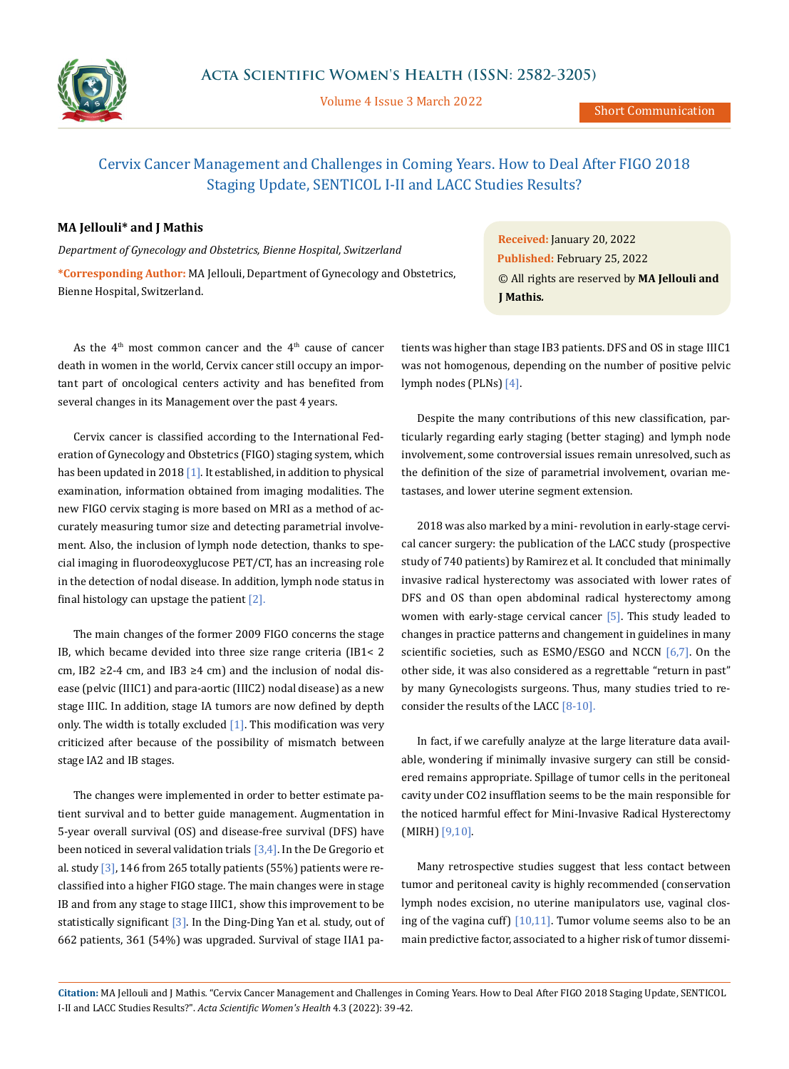Short Communication

# Cervix Cancer Management and Challenges in Coming Years. How to Deal After FIGO 2018 Staging Update, SENTICOL I-II and LACC Studies Results?

**MA Jellouli\* and J Mathis**

*Department of Gynecology and Obstetrics, Bienne Hospital, Switzerland*

**\*Corresponding Author:** MA Jellouli, Department of Gynecology and Obstetrics, Bienne Hospital, Switzerland.

**Received:** January 20, 2022
**Published:** February 25, 2022
© All rights are reserved by **MA Jellouli and J Mathis.**

As the 4th most common cancer and the 4th cause of cancer death in women in the world, Cervix cancer still occupy an important part of oncological centers activity and has benefited from several changes in its Management over the past 4 years.

Cervix cancer is classified according to the International Federation of Gynecology and Obstetrics (FIGO) staging system, which has been updated in 2018 [1]. It established, in addition to physical examination, information obtained from imaging modalities. The new FIGO cervix staging is more based on MRI as a method of accurately measuring tumor size and detecting parametrial involvement. Also, the inclusion of lymph node detection, thanks to special imaging in fluorodeoxyglucose PET/CT, has an increasing role in the detection of nodal disease. In addition, lymph node status in final histology can upstage the patient [2].

The main changes of the former 2009 FIGO concerns the stage IB, which became devided into three size range criteria (IB1< 2 cm, IB2 ≥2-4 cm, and IB3 ≥4 cm) and the inclusion of nodal disease (pelvic (IIIC1) and para-aortic (IIIC2) nodal disease) as a new stage IIIC. In addition, stage IA tumors are now defined by depth only. The width is totally excluded [1]. This modification was very criticized after because of the possibility of mismatch between stage IA2 and IB stages.

The changes were implemented in order to better estimate patient survival and to better guide management. Augmentation in 5-year overall survival (OS) and disease-free survival (DFS) have been noticed in several validation trials [3,4]. In the De Gregorio et al. study [3], 146 from 265 totally patients (55%) patients were reclassified into a higher FIGO stage. The main changes were in stage IB and from any stage to stage IIIC1, show this improvement to be statistically significant [3]. In the Ding-Ding Yan et al. study, out of 662 patients, 361 (54%) was upgraded. Survival of stage IIA1 patients was higher than stage IB3 patients. DFS and OS in stage IIIC1 was not homogenous, depending on the number of positive pelvic lymph nodes (PLNs) [4].

Despite the many contributions of this new classification, particularly regarding early staging (better staging) and lymph node involvement, some controversial issues remain unresolved, such as the definition of the size of parametrial involvement, ovarian metastases, and lower uterine segment extension.

2018 was also marked by a mini- revolution in early-stage cervical cancer surgery: the publication of the LACC study (prospective study of 740 patients) by Ramirez et al. It concluded that minimally invasive radical hysterectomy was associated with lower rates of DFS and OS than open abdominal radical hysterectomy among women with early-stage cervical cancer [5]. This study leaded to changes in practice patterns and changement in guidelines in many scientific societies, such as ESMO/ESGO and NCCN [6,7]. On the other side, it was also considered as a regrettable "return in past" by many Gynecologists surgeons. Thus, many studies tried to reconsider the results of the LACC [8-10].

In fact, if we carefully analyze at the large literature data available, wondering if minimally invasive surgery can still be considered remains appropriate. Spillage of tumor cells in the peritoneal cavity under CO2 insufflation seems to be the main responsible for the noticed harmful effect for Mini-Invasive Radical Hysterectomy (MIRH) [9,10].

Many retrospective studies suggest that less contact between tumor and peritoneal cavity is highly recommended (conservation lymph nodes excision, no uterine manipulators use, vaginal closing of the vagina cuff) [10,11]. Tumor volume seems also to be an main predictive factor, associated to a higher risk of tumor dissemi-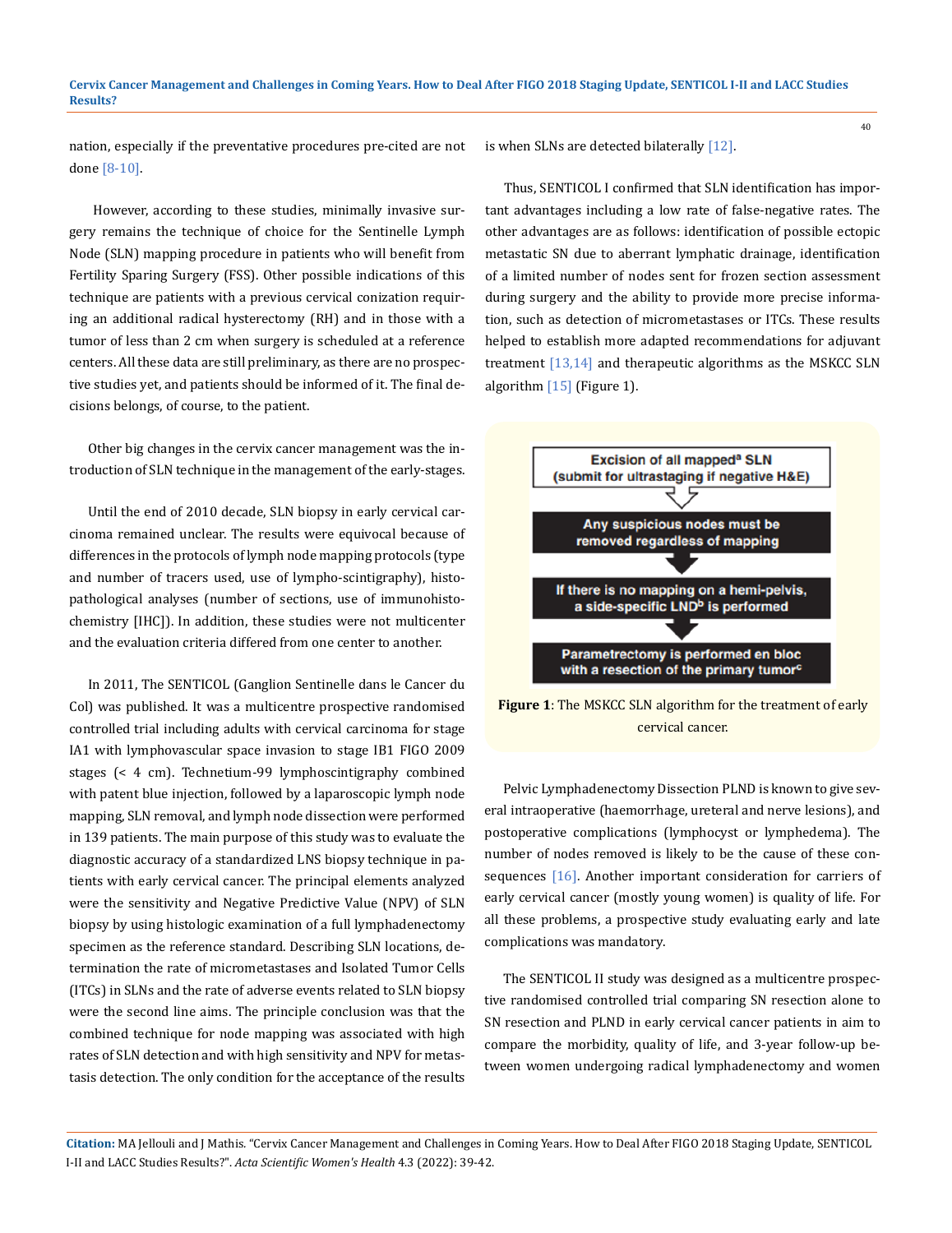nation, especially if the preventative procedures pre-cited are not done [8-10].

However, according to these studies, minimally invasive surgery remains the technique of choice for the Sentinelle Lymph Node (SLN) mapping procedure in patients who will benefit from Fertility Sparing Surgery (FSS). Other possible indications of this technique are patients with a previous cervical conization requiring an additional radical hysterectomy (RH) and in those with a tumor of less than 2 cm when surgery is scheduled at a reference centers. All these data are still preliminary, as there are no prospective studies yet, and patients should be informed of it. The final decisions belongs, of course, to the patient.

Other big changes in the cervix cancer management was the introduction of SLN technique in the management of the early-stages.

Until the end of 2010 decade, SLN biopsy in early cervical carcinoma remained unclear. The results were equivocal because of differences in the protocols of lymph node mapping protocols (type and number of tracers used, use of lympho-scintigraphy), histopathological analyses (number of sections, use of immunohistochemistry [IHC]). In addition, these studies were not multicenter and the evaluation criteria differed from one center to another.

In 2011, The SENTICOL (Ganglion Sentinelle dans le Cancer du Col) was published. It was a multicentre prospective randomised controlled trial including adults with cervical carcinoma for stage IA1 with lymphovascular space invasion to stage IB1 FIGO 2009 stages (< 4 cm). Technetium-99 lymphoscintigraphy combined with patent blue injection, followed by a laparoscopic lymph node mapping, SLN removal, and lymph node dissection were performed in 139 patients. The main purpose of this study was to evaluate the diagnostic accuracy of a standardized LNS biopsy technique in patients with early cervical cancer. The principal elements analyzed were the sensitivity and Negative Predictive Value (NPV) of SLN biopsy by using histologic examination of a full lymphadenectomy specimen as the reference standard. Describing SLN locations, determination the rate of micrometastases and Isolated Tumor Cells (ITCs) in SLNs and the rate of adverse events related to SLN biopsy were the second line aims. The principle conclusion was that the combined technique for node mapping was associated with high rates of SLN detection and with high sensitivity and NPV for metastasis detection. The only condition for the acceptance of the results is when SLNs are detected bilaterally [12].

Thus, SENTICOL I confirmed that SLN identification has important advantages including a low rate of false-negative rates. The other advantages are as follows: identification of possible ectopic metastatic SN due to aberrant lymphatic drainage, identification of a limited number of nodes sent for frozen section assessment during surgery and the ability to provide more precise information, such as detection of micrometastases or ITCs. These results helped to establish more adapted recommendations for adjuvant treatment [13,14] and therapeutic algorithms as the MSKCC SLN algorithm [15] (Figure 1).

Excision of all mapped[a] SLN (submit for ultrastaging if negative H&E)

↓

Any suspicious nodes must be removed regardless of mapping

↓

If there is no mapping on a hemi-pelvis, a side-specific LND[b] is performed

↓

Parametrectomy is performed en bloc with a resection of the primary tumor[c]

**Figure 1**: The MSKCC SLN algorithm for the treatment of early cervical cancer.

Pelvic Lymphadenectomy Dissection PLND is known to give several intraoperative (haemorrhage, ureteral and nerve lesions), and postoperative complications (lymphocyst or lymphedema). The number of nodes removed is likely to be the cause of these consequences [16]. Another important consideration for carriers of early cervical cancer (mostly young women) is quality of life. For all these problems, a prospective study evaluating early and late complications was mandatory.

The SENTICOL II study was designed as a multicentre prospective randomised controlled trial comparing SN resection alone to SN resection and PLND in early cervical cancer patients in aim to compare the morbidity, quality of life, and 3-year follow-up between women undergoing radical lymphadenectomy and women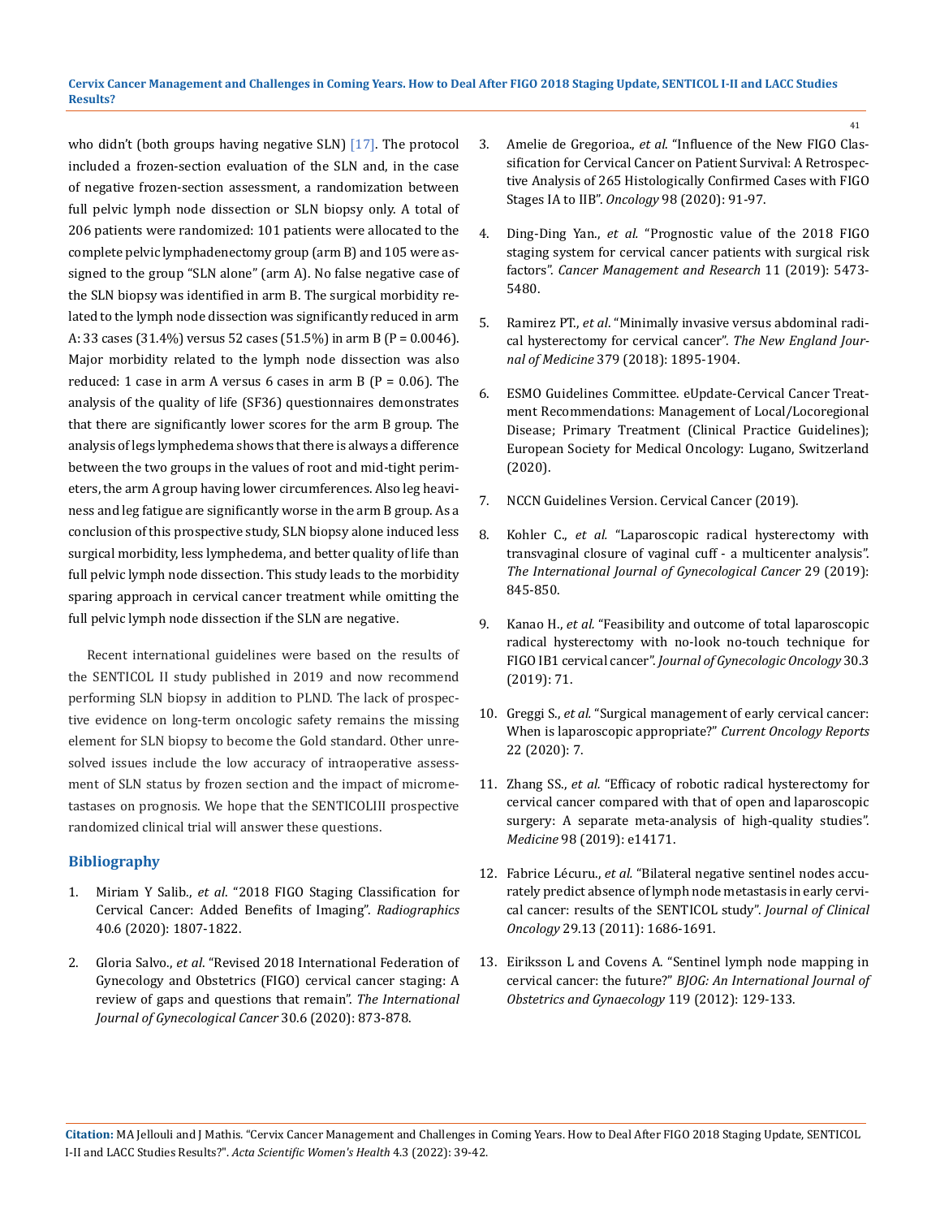who didn't (both groups having negative SLN) [17]. The protocol included a frozen-section evaluation of the SLN and, in the case of negative frozen-section assessment, a randomization between full pelvic lymph node dissection or SLN biopsy only. A total of 206 patients were randomized: 101 patients were allocated to the complete pelvic lymphadenectomy group (arm B) and 105 were assigned to the group "SLN alone" (arm A). No false negative case of the SLN biopsy was identified in arm B. The surgical morbidity related to the lymph node dissection was significantly reduced in arm A: 33 cases (31.4%) versus 52 cases (51.5%) in arm B (P = 0.0046). Major morbidity related to the lymph node dissection was also reduced: 1 case in arm A versus 6 cases in arm B (P = 0.06). The analysis of the quality of life (SF36) questionnaires demonstrates that there are significantly lower scores for the arm B group. The analysis of legs lymphedema shows that there is always a difference between the two groups in the values of root and mid-tight perimeters, the arm A group having lower circumferences. Also leg heaviness and leg fatigue are significantly worse in the arm B group. As a conclusion of this prospective study, SLN biopsy alone induced less surgical morbidity, less lymphedema, and better quality of life than full pelvic lymph node dissection. This study leads to the morbidity sparing approach in cervical cancer treatment while omitting the full pelvic lymph node dissection if the SLN are negative.

Recent international guidelines were based on the results of the SENTICOL II study published in 2019 and now recommend performing SLN biopsy in addition to PLND. The lack of prospective evidence on long-term oncologic safety remains the missing element for SLN biopsy to become the Gold standard. Other unresolved issues include the low accuracy of intraoperative assessment of SLN status by frozen section and the impact of micrometastases on prognosis. We hope that the SENTICOLIII prospective randomized clinical trial will answer these questions.

## Bibliography

1. Miriam Y Salib., *et al*. "2018 FIGO Staging Classification for Cervical Cancer: Added Benefits of Imaging". *Radiographics* 40.6 (2020): 1807-1822.
2. Gloria Salvo., *et al*. "Revised 2018 International Federation of Gynecology and Obstetrics (FIGO) cervical cancer staging: A review of gaps and questions that remain". *The International Journal of Gynecological Cancer* 30.6 (2020): 873-878.
3. Amelie de Gregorioa., *et al*. "Influence of the New FIGO Classification for Cervical Cancer on Patient Survival: A Retrospective Analysis of 265 Histologically Confirmed Cases with FIGO Stages IA to IIB". *Oncology* 98 (2020): 91-97.
4. Ding-Ding Yan., *et al.* "Prognostic value of the 2018 FIGO staging system for cervical cancer patients with surgical risk factors". *Cancer Management and Research* 11 (2019): 5473-5480.
5. Ramirez PT., *et al*. "Minimally invasive versus abdominal radical hysterectomy for cervical cancer". *The New England Journal of Medicine* 379 (2018): 1895-1904.
6. ESMO Guidelines Committee. eUpdate-Cervical Cancer Treatment Recommendations: Management of Local/Locoregional Disease; Primary Treatment (Clinical Practice Guidelines); European Society for Medical Oncology: Lugano, Switzerland (2020).
7. NCCN Guidelines Version. Cervical Cancer (2019).
8. Kohler C., *et al.* "Laparoscopic radical hysterectomy with transvaginal closure of vaginal cuff - a multicenter analysis". *The International Journal of Gynecological Cancer* 29 (2019): 845-850.
9. Kanao H., *et al.* "Feasibility and outcome of total laparoscopic radical hysterectomy with no-look no-touch technique for FIGO IB1 cervical cancer". *Journal of Gynecologic Oncology* 30.3 (2019): 71.
10. Greggi S., *et al.* "Surgical management of early cervical cancer: When is laparoscopic appropriate?" *Current Oncology Reports* 22 (2020): 7.
11. Zhang SS., *et al.* "Efficacy of robotic radical hysterectomy for cervical cancer compared with that of open and laparoscopic surgery: A separate meta-analysis of high-quality studies". *Medicine* 98 (2019): e14171.
12. Fabrice Lécuru., *et al.* "Bilateral negative sentinel nodes accurately predict absence of lymph node metastasis in early cervical cancer: results of the SENTICOL study". *Journal of Clinical Oncology* 29.13 (2011): 1686-1691.
13. Eiriksson L and Covens A. "Sentinel lymph node mapping in cervical cancer: the future?" *BJOG: An International Journal of Obstetrics and Gynaecology* 119 (2012): 129-133.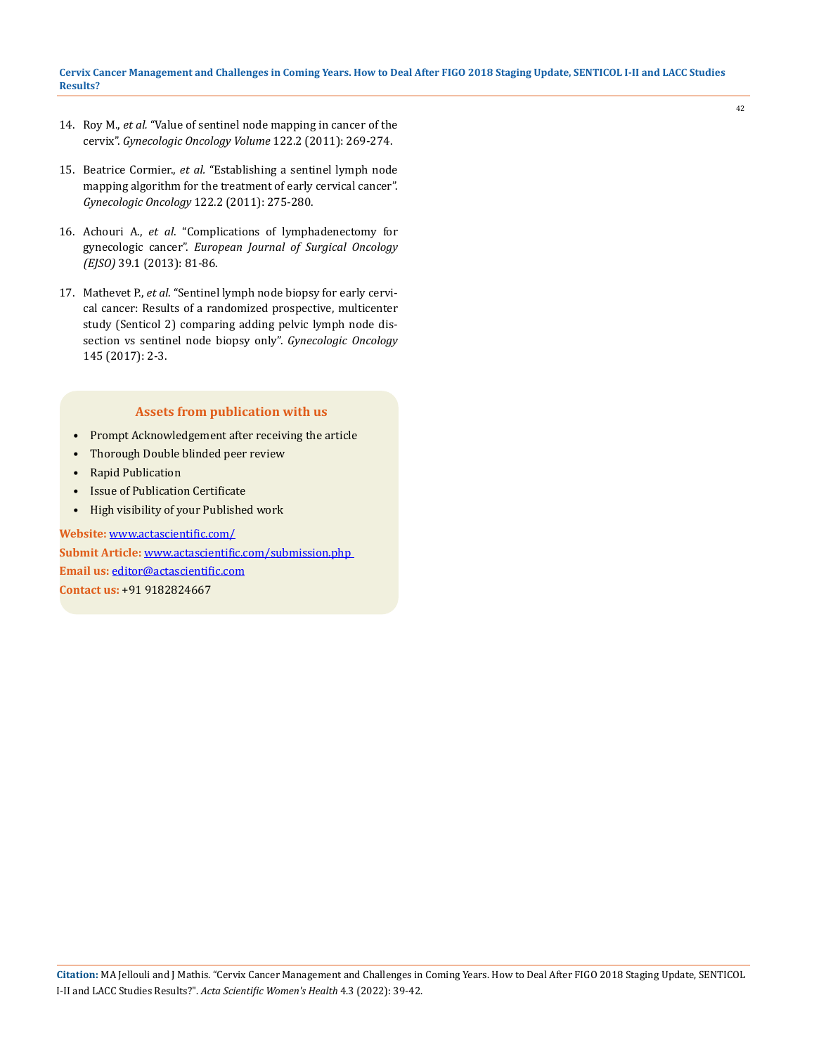14. Roy M., *et al.* "Value of sentinel node mapping in cancer of the cervix". *Gynecologic Oncology Volume* 122.2 (2011): 269-274.

15. Beatrice Cormier., *et al*. "Establishing a sentinel lymph node mapping algorithm for the treatment of early cervical cancer". *Gynecologic Oncology* 122.2 (2011): 275-280.

16. Achouri A., *et al*. "Complications of lymphadenectomy for gynecologic cancer". *European Journal of Surgical Oncology (EJSO)* 39.1 (2013): 81-86.

17. Mathevet P., *et al*. "Sentinel lymph node biopsy for early cervical cancer: Results of a randomized prospective, multicenter study (Senticol 2) comparing adding pelvic lymph node dissection vs sentinel node biopsy only". *Gynecologic Oncology* 145 (2017): 2-3.

### Assets from publication with us

- Prompt Acknowledgement after receiving the article
- Thorough Double blinded peer review
- Rapid Publication
- Issue of Publication Certificate
- High visibility of your Published work

**Website:** www.actascientific.com/
**Submit Article:** www.actascientific.com/submission.php
**Email us:** editor@actascientific.com
**Contact us:** +91 9182824667

**Citation:** MA Jellouli and J Mathis. "Cervix Cancer Management and Challenges in Coming Years. How to Deal After FIGO 2018 Staging Update, SENTICOL I-II and LACC Studies Results?". *Acta Scientific Women's Health* 4.3 (2022): 39-42.